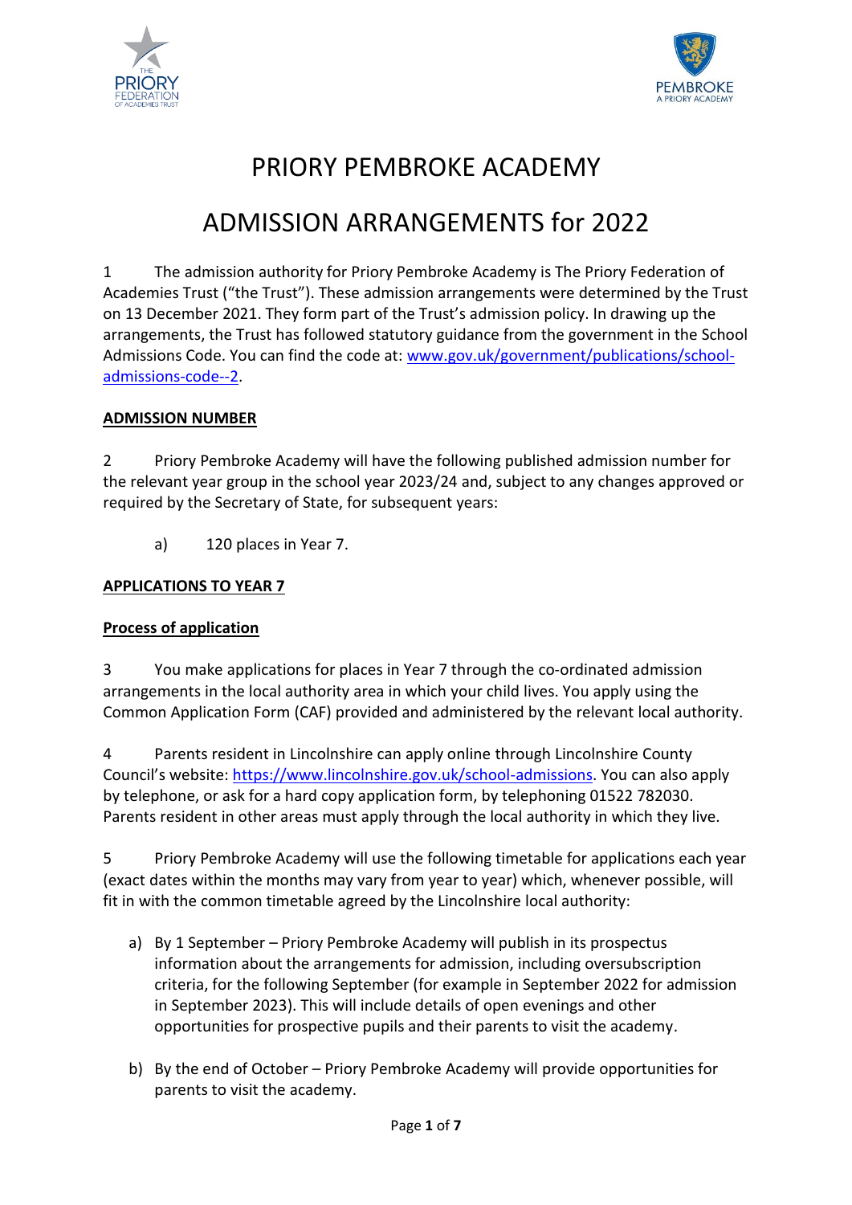# PRIORY PEMBROKE ACADEMY

# ADMISSION ARRANGEMENTS for 2022

1 The admission authority for Priory Pembroke Academy is The Priory Federation of Academies Trust ("the Trust"). These admission arrangements were determined by the Trust on 13 December 2021. They form part of the Trust's admission policy. In drawing up the arrangements, the Trust has followed statutory guidance from the government in the School Admissions Code. You can find the code at: [www.gov.uk/government/publications/school-admissions-code--2](www.gov.uk/government/publications/school-admissions-code--2).

## ADMISSION NUMBER

2 Priory Pembroke Academy will have the following published admission number for the relevant year group in the school year 2023/24 and, subject to any changes approved or required by the Secretary of State, for subsequent years:

a) 120 places in Year 7.

## APPLICATIONS TO YEAR 7

### Process of application

3 You make applications for places in Year 7 through the co-ordinated admission arrangements in the local authority area in which your child lives. You apply using the Common Application Form (CAF) provided and administered by the relevant local authority.

4 Parents resident in Lincolnshire can apply online through Lincolnshire County Council's website: [https://www.lincolnshire.gov.uk/school-admissions](https://www.lincolnshire.gov.uk/school-admissions). You can also apply by telephone, or ask for a hard copy application form, by telephoning 01522 782030. Parents resident in other areas must apply through the local authority in which they live.

5 Priory Pembroke Academy will use the following timetable for applications each year (exact dates within the months may vary from year to year) which, whenever possible, will fit in with the common timetable agreed by the Lincolnshire local authority:

a) By 1 September – Priory Pembroke Academy will publish in its prospectus information about the arrangements for admission, including oversubscription criteria, for the following September (for example in September 2022 for admission in September 2023). This will include details of open evenings and other opportunities for prospective pupils and their parents to visit the academy.

b) By the end of October – Priory Pembroke Academy will provide opportunities for parents to visit the academy.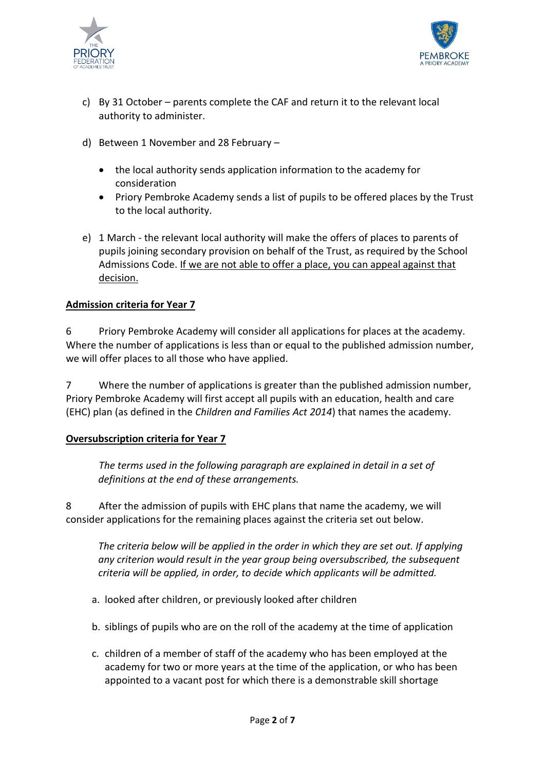c) By 31 October – parents complete the CAF and return it to the relevant local authority to administer.

d) Between 1 November and 28 February –

- the local authority sends application information to the academy for consideration
- Priory Pembroke Academy sends a list of pupils to be offered places by the Trust to the local authority.

e) 1 March - the relevant local authority will make the offers of places to parents of pupils joining secondary provision on behalf of the Trust, as required by the School Admissions Code. If we are not able to offer a place, you can appeal against that decision.

**Admission criteria for Year 7**

6 Priory Pembroke Academy will consider all applications for places at the academy. Where the number of applications is less than or equal to the published admission number, we will offer places to all those who have applied.

7 Where the number of applications is greater than the published admission number, Priory Pembroke Academy will first accept all pupils with an education, health and care (EHC) plan (as defined in the *Children and Families Act 2014*) that names the academy.

**Oversubscription criteria for Year 7**

*The terms used in the following paragraph are explained in detail in a set of definitions at the end of these arrangements.*

8 After the admission of pupils with EHC plans that name the academy, we will consider applications for the remaining places against the criteria set out below.

*The criteria below will be applied in the order in which they are set out. If applying any criterion would result in the year group being oversubscribed, the subsequent criteria will be applied, in order, to decide which applicants will be admitted.*

a. looked after children, or previously looked after children

b. siblings of pupils who are on the roll of the academy at the time of application

c. children of a member of staff of the academy who has been employed at the academy for two or more years at the time of the application, or who has been appointed to a vacant post for which there is a demonstrable skill shortage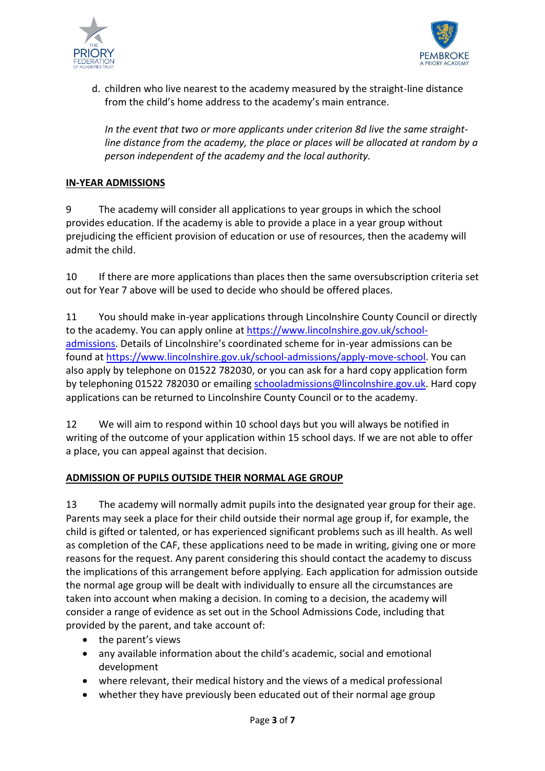d. children who live nearest to the academy measured by the straight-line distance from the child's home address to the academy's main entrance.

   *In the event that two or more applicants under criterion 8d live the same straight-line distance from the academy, the place or places will be allocated at random by a person independent of the academy and the local authority.*

## IN-YEAR ADMISSIONS

9 The academy will consider all applications to year groups in which the school provides education. If the academy is able to provide a place in a year group without prejudicing the efficient provision of education or use of resources, then the academy will admit the child.

10 If there are more applications than places then the same oversubscription criteria set out for Year 7 above will be used to decide who should be offered places.

11 You should make in-year applications through Lincolnshire County Council or directly to the academy. You can apply online at [https://www.lincolnshire.gov.uk/school-admissions](https://www.lincolnshire.gov.uk/school-admissions). Details of Lincolnshire's coordinated scheme for in-year admissions can be found at [https://www.lincolnshire.gov.uk/school-admissions/apply-move-school](https://www.lincolnshire.gov.uk/school-admissions/apply-move-school). You can also apply by telephone on 01522 782030, or you can ask for a hard copy application form by telephoning 01522 782030 or emailing [schooladmissions@lincolnshire.gov.uk](mailto:schooladmissions@lincolnshire.gov.uk). Hard copy applications can be returned to Lincolnshire County Council or to the academy.

12 We will aim to respond within 10 school days but you will always be notified in writing of the outcome of your application within 15 school days. If we are not able to offer a place, you can appeal against that decision.

## ADMISSION OF PUPILS OUTSIDE THEIR NORMAL AGE GROUP

13 The academy will normally admit pupils into the designated year group for their age. Parents may seek a place for their child outside their normal age group if, for example, the child is gifted or talented, or has experienced significant problems such as ill health. As well as completion of the CAF, these applications need to be made in writing, giving one or more reasons for the request. Any parent considering this should contact the academy to discuss the implications of this arrangement before applying. Each application for admission outside the normal age group will be dealt with individually to ensure all the circumstances are taken into account when making a decision. In coming to a decision, the academy will consider a range of evidence as set out in the School Admissions Code, including that provided by the parent, and take account of:

- the parent's views
- any available information about the child's academic, social and emotional development
- where relevant, their medical history and the views of a medical professional
- whether they have previously been educated out of their normal age group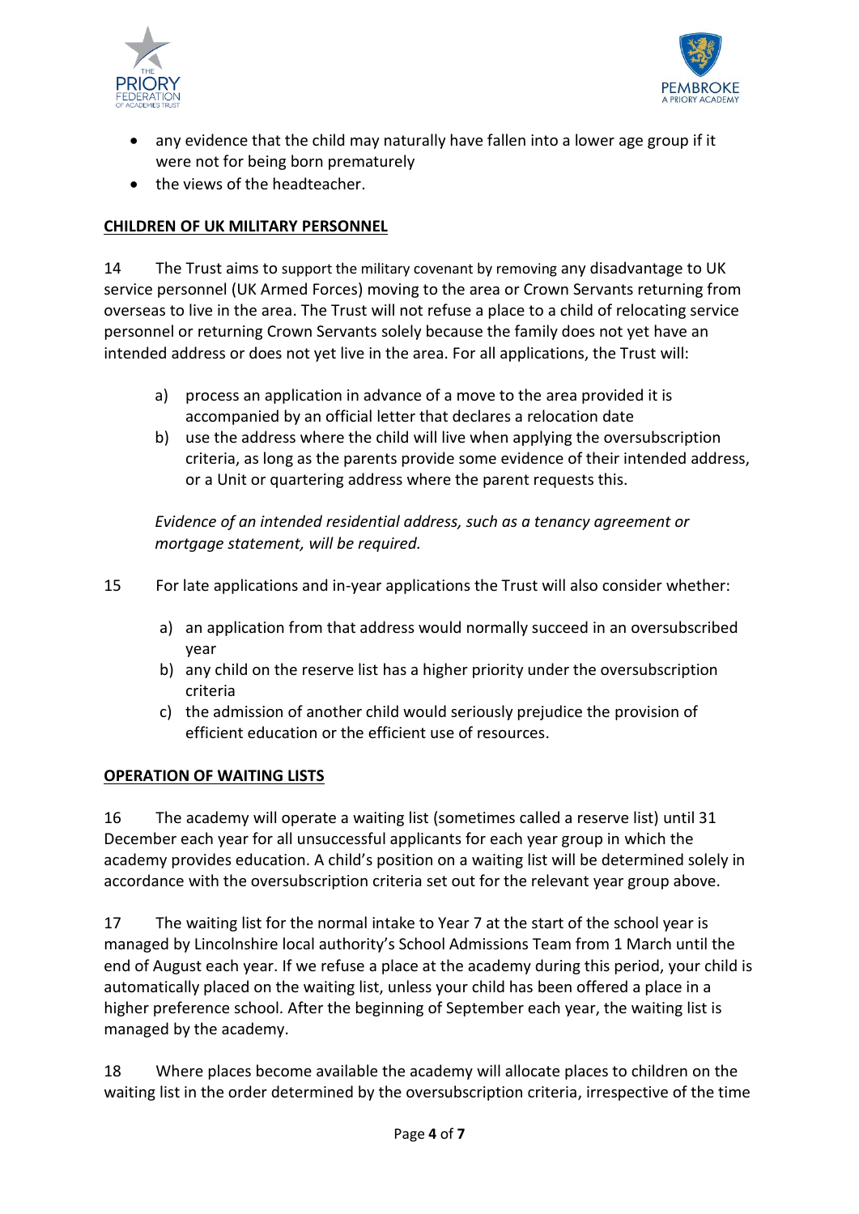- any evidence that the child may naturally have fallen into a lower age group if it were not for being born prematurely
- the views of the headteacher.

**CHILDREN OF UK MILITARY PERSONNEL**

14 The Trust aims to support the military covenant by removing any disadvantage to UK service personnel (UK Armed Forces) moving to the area or Crown Servants returning from overseas to live in the area. The Trust will not refuse a place to a child of relocating service personnel or returning Crown Servants solely because the family does not yet have an intended address or does not yet live in the area. For all applications, the Trust will:

a) process an application in advance of a move to the area provided it is accompanied by an official letter that declares a relocation date

b) use the address where the child will live when applying the oversubscription criteria, as long as the parents provide some evidence of their intended address, or a Unit or quartering address where the parent requests this.

*Evidence of an intended residential address, such as a tenancy agreement or mortgage statement, will be required.*

15 For late applications and in-year applications the Trust will also consider whether:

a) an application from that address would normally succeed in an oversubscribed year

b) any child on the reserve list has a higher priority under the oversubscription criteria

c) the admission of another child would seriously prejudice the provision of efficient education or the efficient use of resources.

**OPERATION OF WAITING LISTS**

16 The academy will operate a waiting list (sometimes called a reserve list) until 31 December each year for all unsuccessful applicants for each year group in which the academy provides education. A child's position on a waiting list will be determined solely in accordance with the oversubscription criteria set out for the relevant year group above.

17 The waiting list for the normal intake to Year 7 at the start of the school year is managed by Lincolnshire local authority's School Admissions Team from 1 March until the end of August each year. If we refuse a place at the academy during this period, your child is automatically placed on the waiting list, unless your child has been offered a place in a higher preference school. After the beginning of September each year, the waiting list is managed by the academy.

18 Where places become available the academy will allocate places to children on the waiting list in the order determined by the oversubscription criteria, irrespective of the time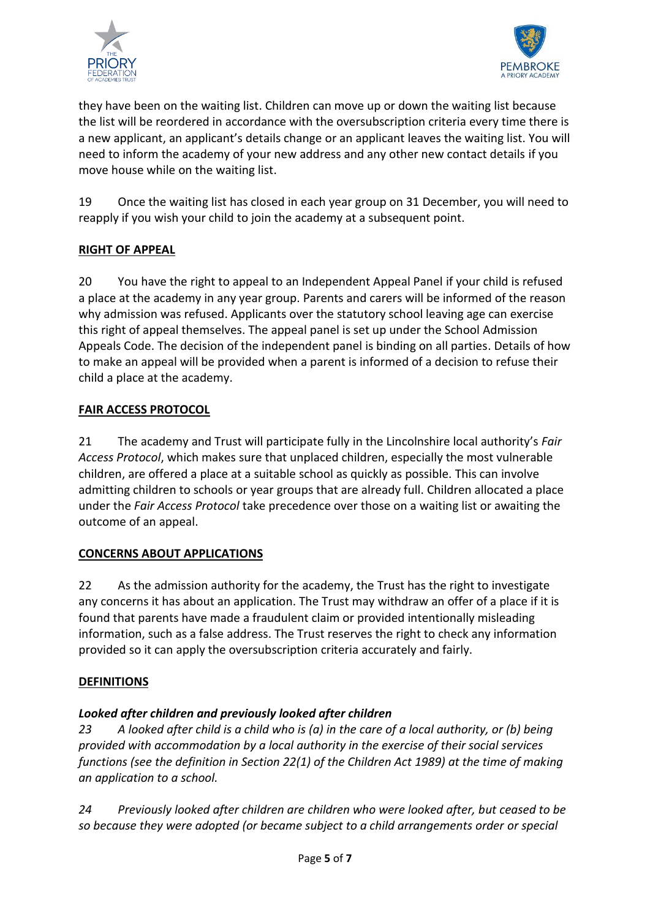they have been on the waiting list. Children can move up or down the waiting list because the list will be reordered in accordance with the oversubscription criteria every time there is a new applicant, an applicant's details change or an applicant leaves the waiting list. You will need to inform the academy of your new address and any other new contact details if you move house while on the waiting list.

19 Once the waiting list has closed in each year group on 31 December, you will need to reapply if you wish your child to join the academy at a subsequent point.

**RIGHT OF APPEAL**

20 You have the right to appeal to an Independent Appeal Panel if your child is refused a place at the academy in any year group. Parents and carers will be informed of the reason why admission was refused. Applicants over the statutory school leaving age can exercise this right of appeal themselves. The appeal panel is set up under the School Admission Appeals Code. The decision of the independent panel is binding on all parties. Details of how to make an appeal will be provided when a parent is informed of a decision to refuse their child a place at the academy.

**FAIR ACCESS PROTOCOL**

21 The academy and Trust will participate fully in the Lincolnshire local authority's *Fair Access Protocol*, which makes sure that unplaced children, especially the most vulnerable children, are offered a place at a suitable school as quickly as possible. This can involve admitting children to schools or year groups that are already full. Children allocated a place under the *Fair Access Protocol* take precedence over those on a waiting list or awaiting the outcome of an appeal.

**CONCERNS ABOUT APPLICATIONS**

22 As the admission authority for the academy, the Trust has the right to investigate any concerns it has about an application. The Trust may withdraw an offer of a place if it is found that parents have made a fraudulent claim or provided intentionally misleading information, such as a false address. The Trust reserves the right to check any information provided so it can apply the oversubscription criteria accurately and fairly.

**DEFINITIONS**

***Looked after children and previously looked after children***

*23 A looked after child is a child who is (a) in the care of a local authority, or (b) being provided with accommodation by a local authority in the exercise of their social services functions (see the definition in Section 22(1) of the Children Act 1989) at the time of making an application to a school.*

*24 Previously looked after children are children who were looked after, but ceased to be so because they were adopted (or became subject to a child arrangements order or special*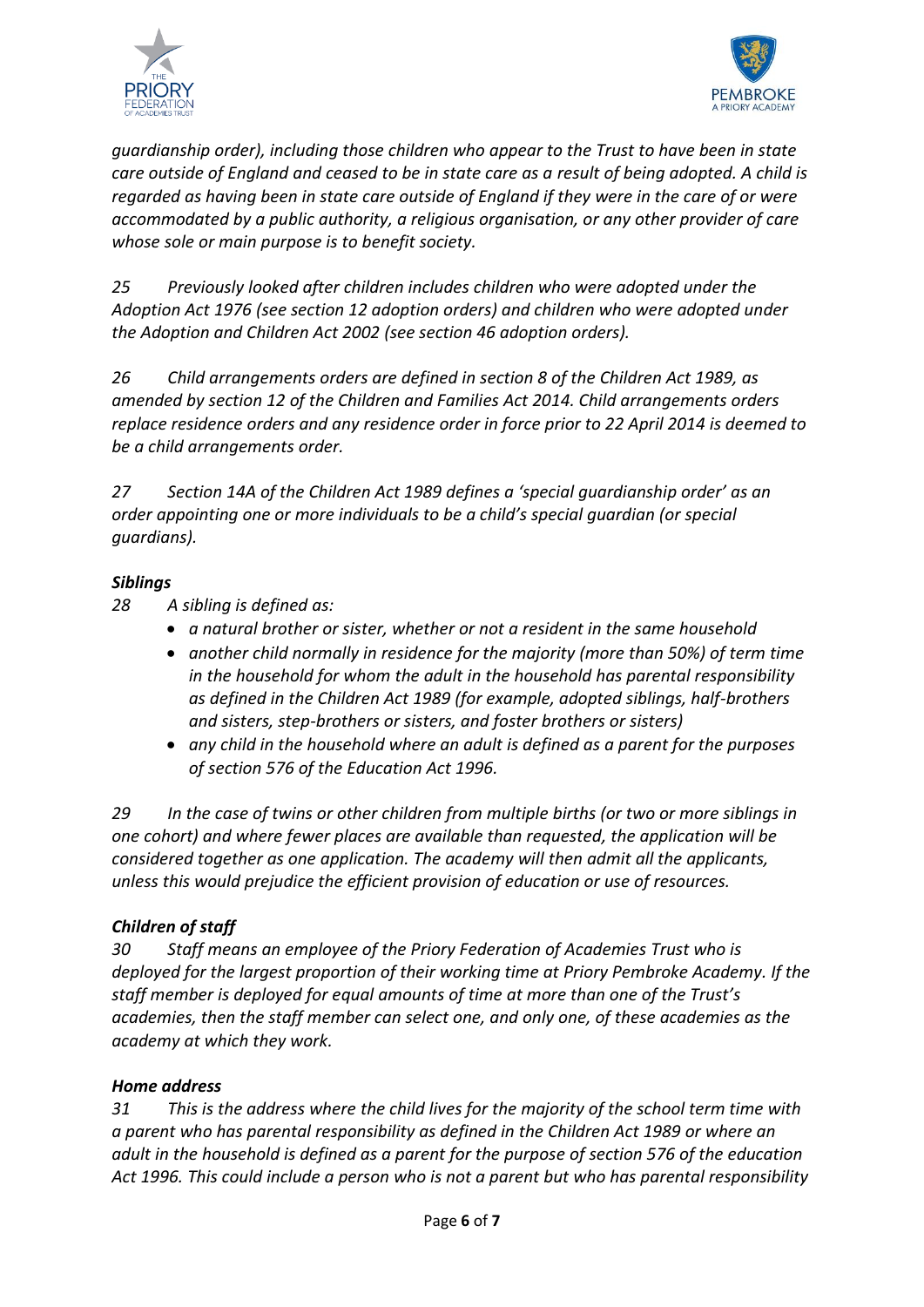*guardianship order), including those children who appear to the Trust to have been in state care outside of England and ceased to be in state care as a result of being adopted. A child is regarded as having been in state care outside of England if they were in the care of or were accommodated by a public authority, a religious organisation, or any other provider of care whose sole or main purpose is to benefit society.*

*25 Previously looked after children includes children who were adopted under the Adoption Act 1976 (see section 12 adoption orders) and children who were adopted under the Adoption and Children Act 2002 (see section 46 adoption orders).*

*26 Child arrangements orders are defined in section 8 of the Children Act 1989, as amended by section 12 of the Children and Families Act 2014. Child arrangements orders replace residence orders and any residence order in force prior to 22 April 2014 is deemed to be a child arrangements order.*

*27 Section 14A of the Children Act 1989 defines a 'special guardianship order' as an order appointing one or more individuals to be a child's special guardian (or special guardians).*

### *Siblings*

*28 A sibling is defined as:*

- *a natural brother or sister, whether or not a resident in the same household*
- *another child normally in residence for the majority (more than 50%) of term time in the household for whom the adult in the household has parental responsibility as defined in the Children Act 1989 (for example, adopted siblings, half-brothers and sisters, step-brothers or sisters, and foster brothers or sisters)*
- *any child in the household where an adult is defined as a parent for the purposes of section 576 of the Education Act 1996.*

*29 In the case of twins or other children from multiple births (or two or more siblings in one cohort) and where fewer places are available than requested, the application will be considered together as one application. The academy will then admit all the applicants, unless this would prejudice the efficient provision of education or use of resources.*

### *Children of staff*

*30 Staff means an employee of the Priory Federation of Academies Trust who is deployed for the largest proportion of their working time at Priory Pembroke Academy. If the staff member is deployed for equal amounts of time at more than one of the Trust's academies, then the staff member can select one, and only one, of these academies as the academy at which they work.*

### *Home address*

*31 This is the address where the child lives for the majority of the school term time with a parent who has parental responsibility as defined in the Children Act 1989 or where an adult in the household is defined as a parent for the purpose of section 576 of the education Act 1996. This could include a person who is not a parent but who has parental responsibility*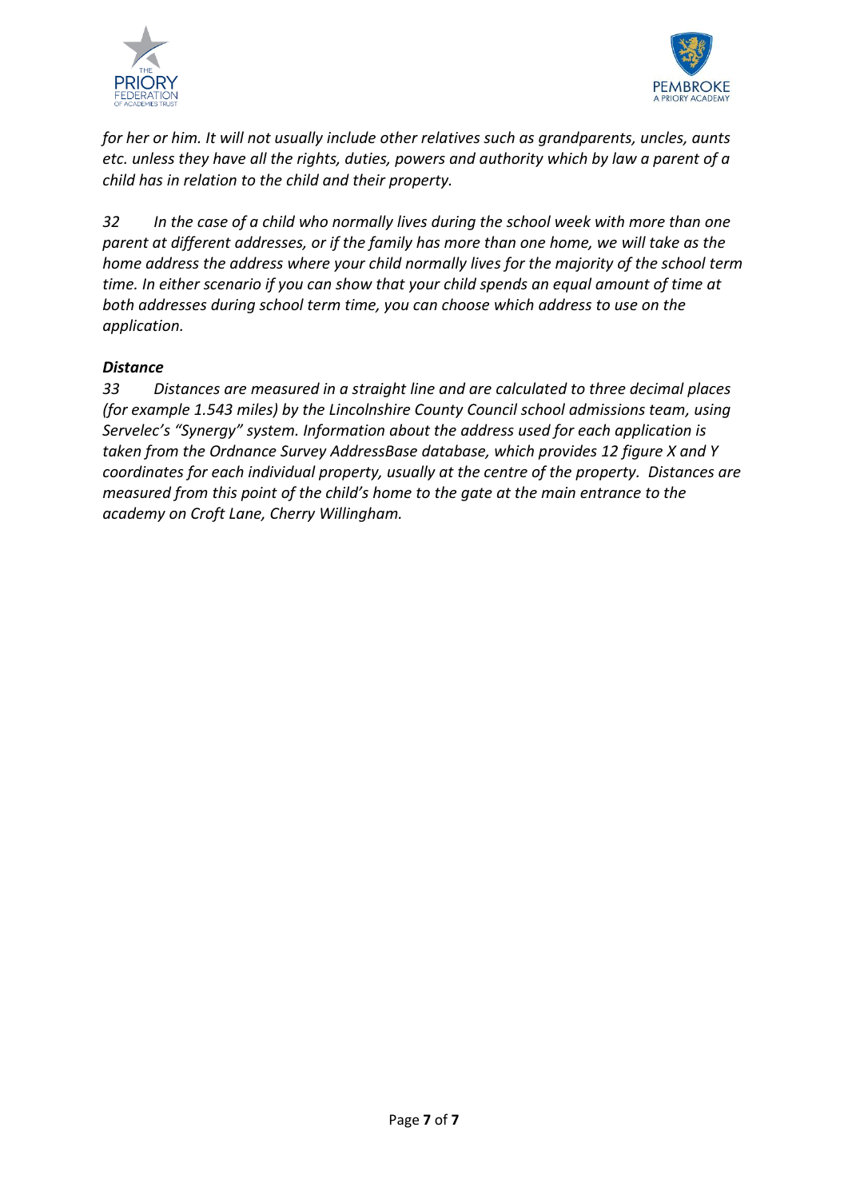*for her or him. It will not usually include other relatives such as grandparents, uncles, aunts etc. unless they have all the rights, duties, powers and authority which by law a parent of a child has in relation to the child and their property.*

*32 In the case of a child who normally lives during the school week with more than one parent at different addresses, or if the family has more than one home, we will take as the home address the address where your child normally lives for the majority of the school term time. In either scenario if you can show that your child spends an equal amount of time at both addresses during school term time, you can choose which address to use on the application.*

***Distance***

*33 Distances are measured in a straight line and are calculated to three decimal places (for example 1.543 miles) by the Lincolnshire County Council school admissions team, using Servelec's "Synergy" system. Information about the address used for each application is taken from the Ordnance Survey AddressBase database, which provides 12 figure X and Y coordinates for each individual property, usually at the centre of the property. Distances are measured from this point of the child's home to the gate at the main entrance to the academy on Croft Lane, Cherry Willingham.*